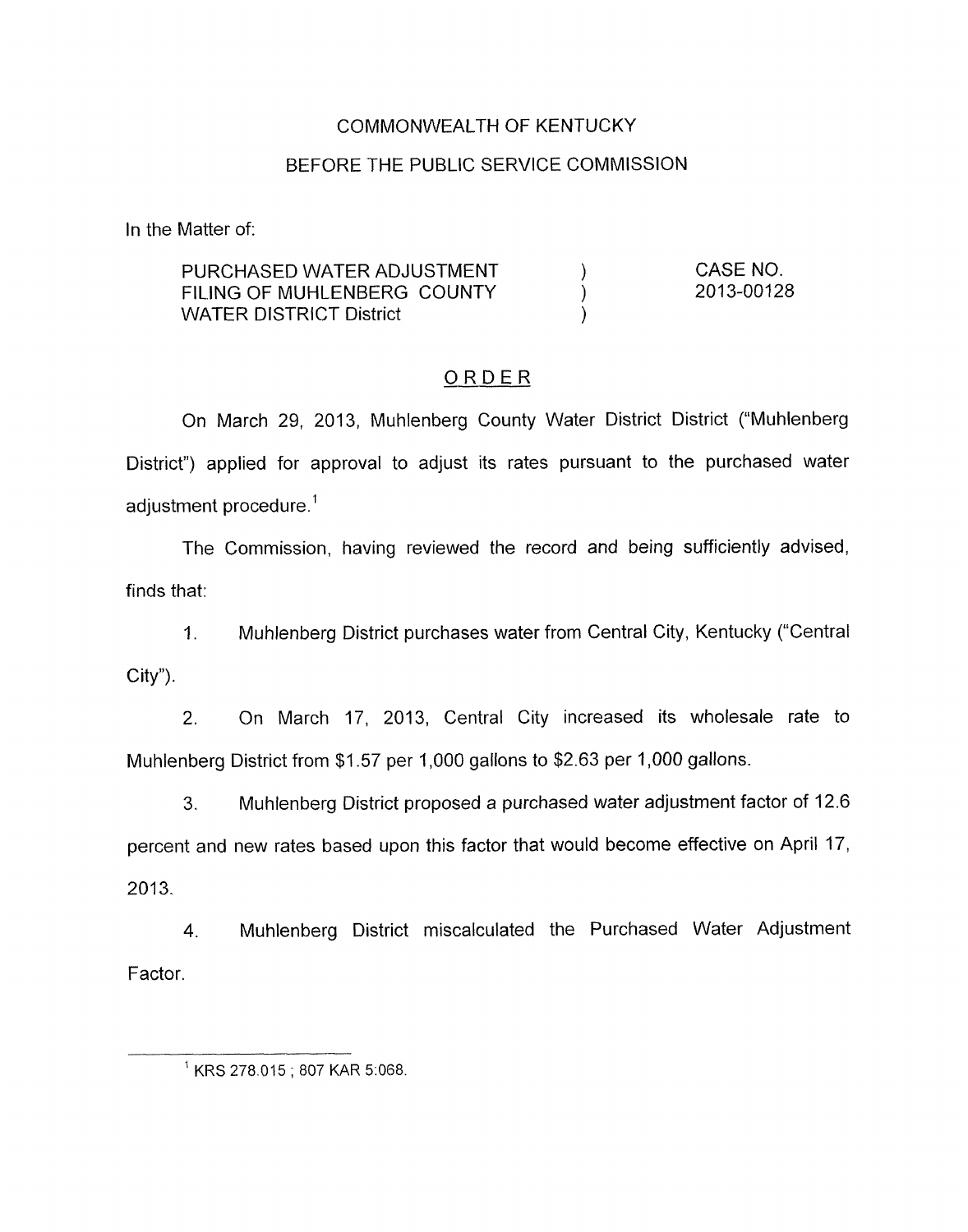COMMONWEALTH OF KENTUCKY

BEFORE THE PUBLIC SERVICE COMMISSION

In the Matter of:

| | | |
|---|---|---|
| PURCHASED WATER ADJUSTMENT FILING OF MUHLENBERG COUNTY WATER DISTRICT District | ) ) ) | CASE NO. 2013-00128 |

ORDER

On March 29, 2013, Muhlenberg County Water District District ("Muhlenberg District") applied for approval to adjust its rates pursuant to the purchased water adjustment procedure.[1]

The Commission, having reviewed the record and being sufficiently advised, finds that:

1. Muhlenberg District purchases water from Central City, Kentucky ("Central City").

2. On March 17, 2013, Central City increased its wholesale rate to Muhlenberg District from $1.57 per 1,000 gallons to $2.63 per 1,000 gallons.

3. Muhlenberg District proposed a purchased water adjustment factor of 12.6 percent and new rates based upon this factor that would become effective on April 17, 2013.

4. Muhlenberg District miscalculated the Purchased Water Adjustment Factor.

---

[1] KRS 278.015 ; 807 KAR 5:068.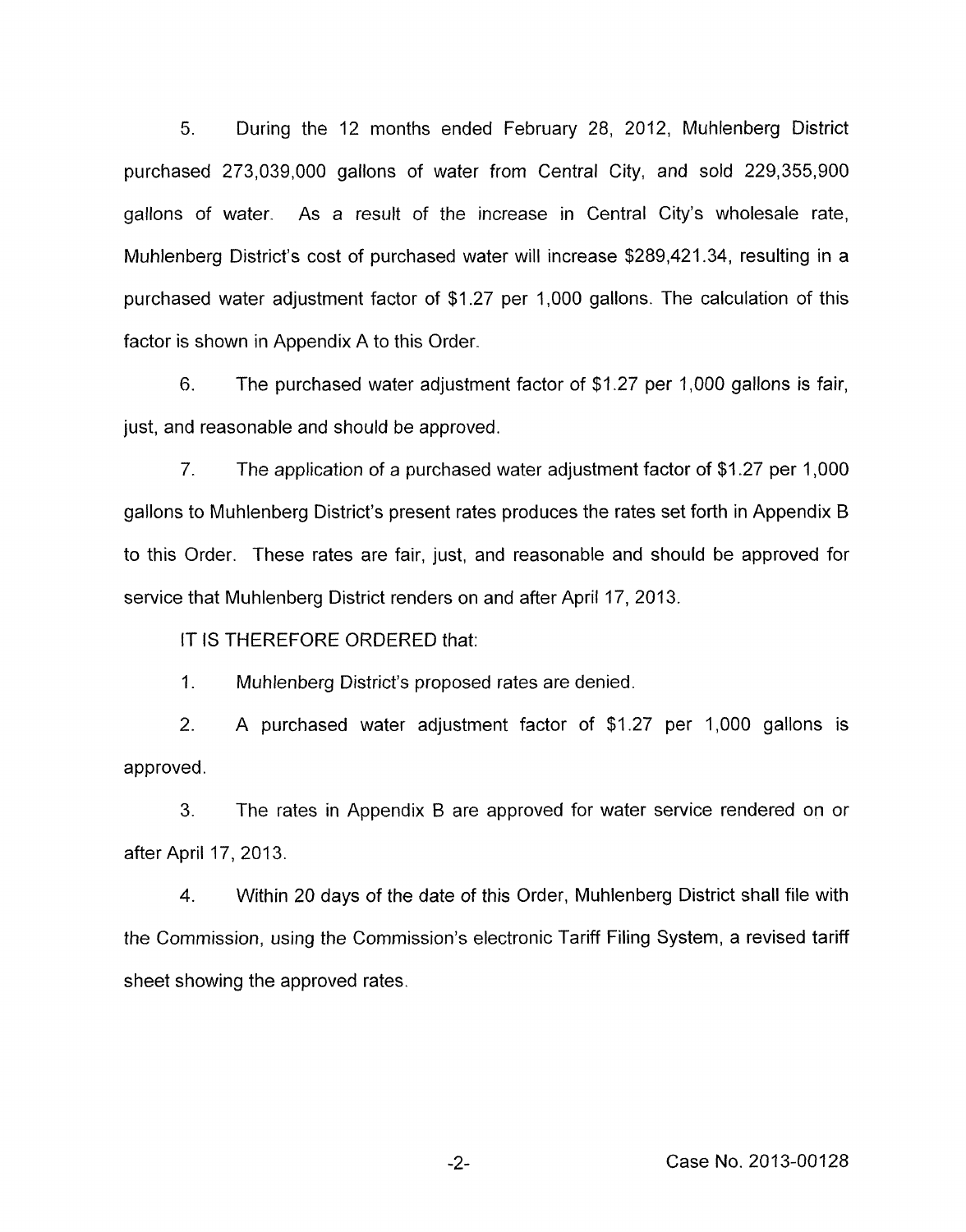5. During the 12 months ended February 28, 2012, Muhlenberg District purchased 273,039,000 gallons of water from Central City, and sold 229,355,900 gallons of water. As a result of the increase in Central City's wholesale rate, Muhlenberg District's cost of purchased water will increase $289,421.34, resulting in a purchased water adjustment factor of $1.27 per 1,000 gallons. The calculation of this factor is shown in Appendix A to this Order.

6. The purchased water adjustment factor of $1.27 per 1,000 gallons is fair, just, and reasonable and should be approved.

7. The application of a purchased water adjustment factor of $1.27 per 1,000 gallons to Muhlenberg District's present rates produces the rates set forth in Appendix B to this Order. These rates are fair, just, and reasonable and should be approved for service that Muhlenberg District renders on and after April 17, 2013.

IT IS THEREFORE ORDERED that:

1. Muhlenberg District's proposed rates are denied.

2. A purchased water adjustment factor of $1.27 per 1,000 gallons is approved.

3. The rates in Appendix B are approved for water service rendered on or after April 17, 2013.

4. Within 20 days of the date of this Order, Muhlenberg District shall file with the Commission, using the Commission's electronic Tariff Filing System, a revised tariff sheet showing the approved rates.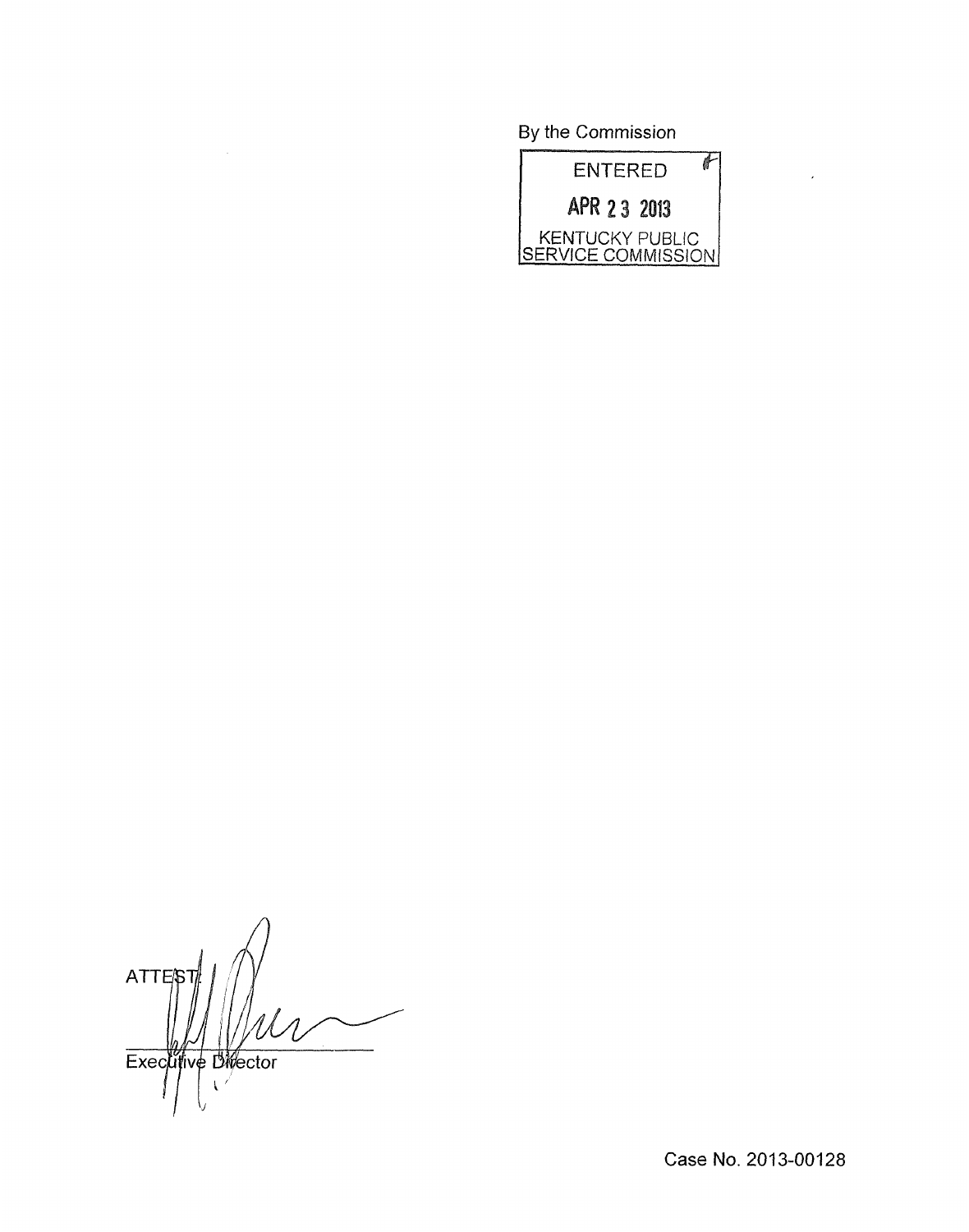By the Commission

ENTERED

APR 23 2013

KENTUCKY PUBLIC SERVICE COMMISSION

ATTEST:

Executive Director

Case No. 2013-00128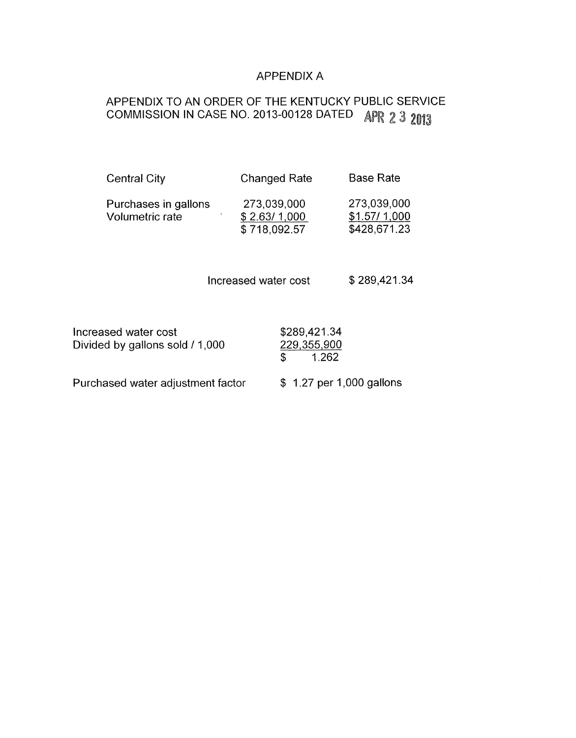# APPENDIX A

## APPENDIX TO AN ORDER OF THE KENTUCKY PUBLIC SERVICE COMMISSION IN CASE NO. 2013-00128 DATED APR 23 2013

| Central City | Changed Rate | Base Rate |
|---|---|---|
| Purchases in gallons | 273,039,000 | 273,039,000 |
| Volumetric rate | \$ 2.63/ 1,000 | \$1.57/ 1,000 |
| | \$ 718,092.57 | \$428,671.23 |

| | |
|---|---|
| Increased water cost | \$ 289,421.34 |

| | |
|---|---|
| Increased water cost | \$289,421.34 |
| Divided by gallons sold / 1,000 | 229,355,900 |
| | \$ 1.262 |

Purchased water adjustment factor \$ 1.27 per 1,000 gallons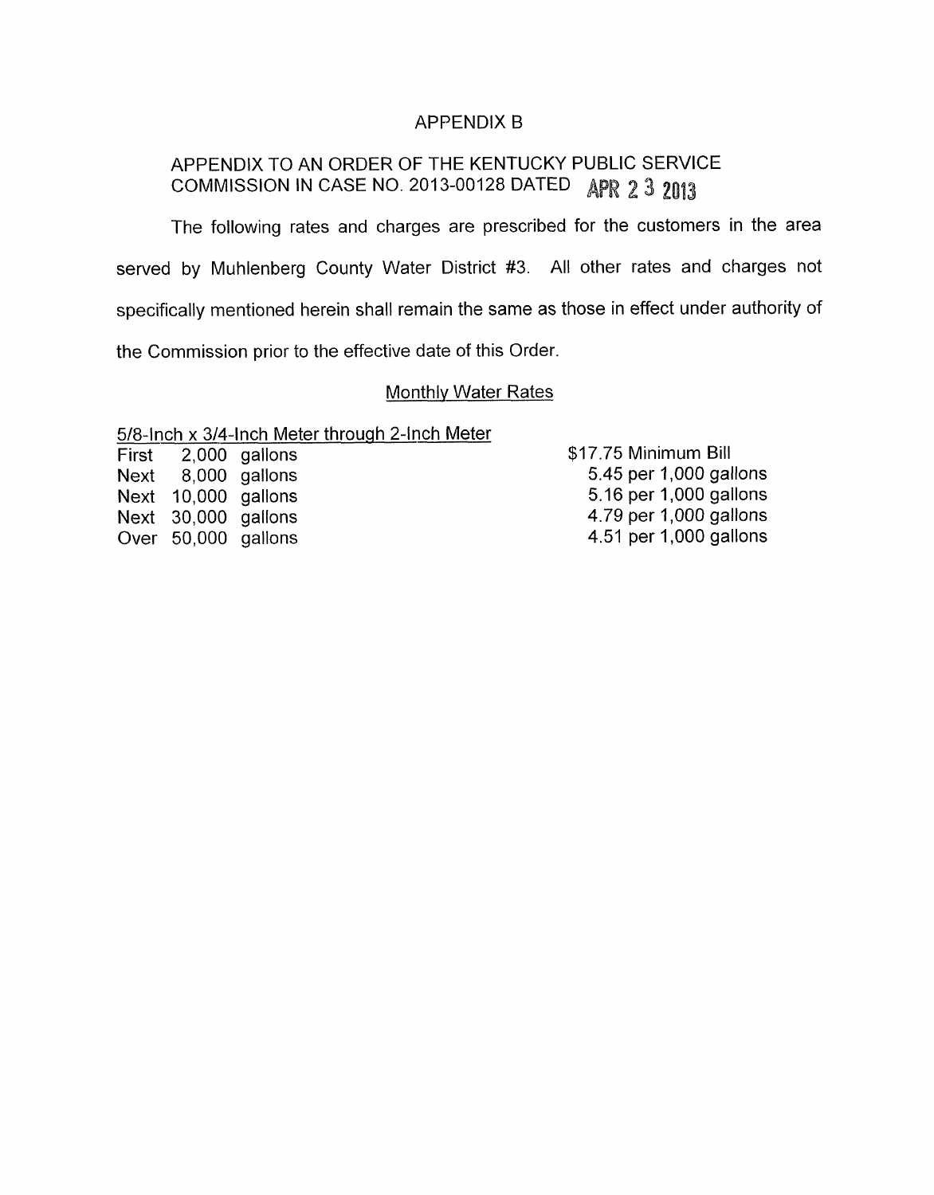# APPENDIX B

## APPENDIX TO AN ORDER OF THE KENTUCKY PUBLIC SERVICE COMMISSION IN CASE NO. 2013-00128 DATED APR 23 2013

The following rates and charges are prescribed for the customers in the area served by Muhlenberg County Water District #3. All other rates and charges not specifically mentioned herein shall remain the same as those in effect under authority of the Commission prior to the effective date of this Order.

### Monthly Water Rates

5/8-Inch x 3/4-Inch Meter through 2-Inch Meter

| | | |
|---|---|---|
| First | 2,000 gallons | \$17.75 Minimum Bill |
| Next | 8,000 gallons | 5.45 per 1,000 gallons |
| Next | 10,000 gallons | 5.16 per 1,000 gallons |
| Next | 30,000 gallons | 4.79 per 1,000 gallons |
| Over | 50,000 gallons | 4.51 per 1,000 gallons |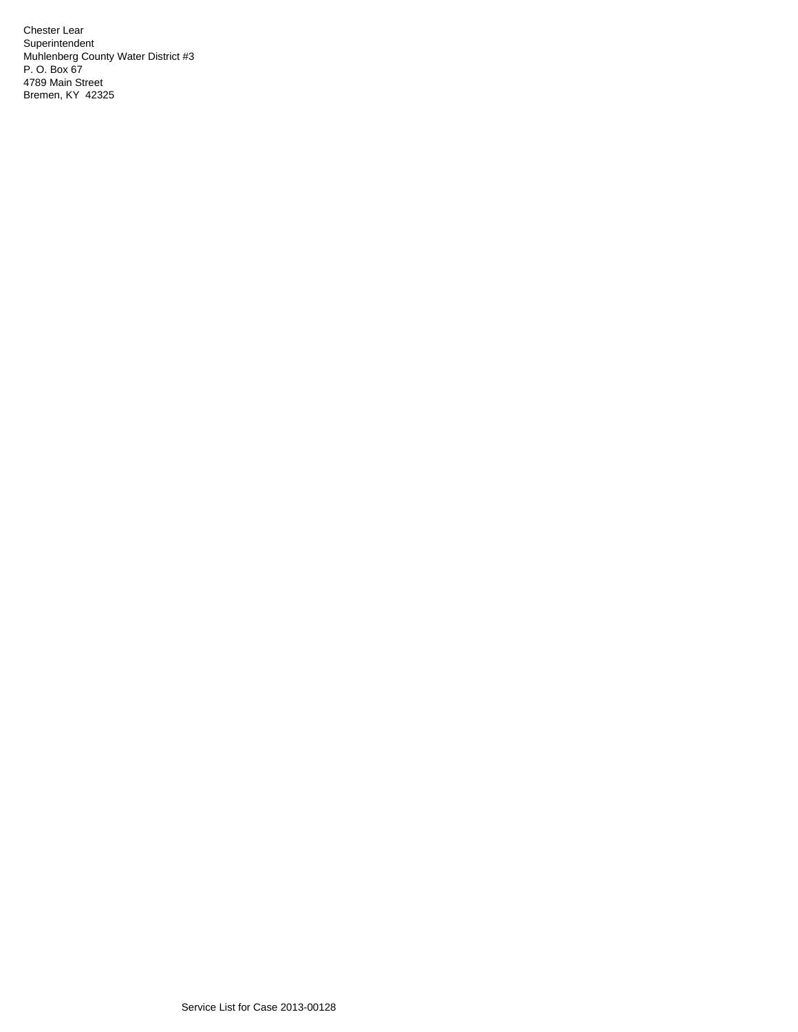Chester Lear
Superintendent
Muhlenberg County Water District #3
P. O. Box 67
4789 Main Street
Bremen, KY  42325